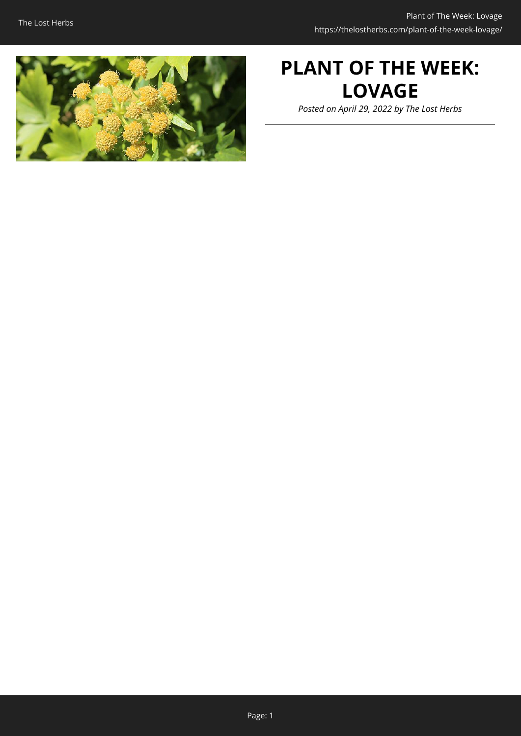# PLANT OF THE WEEK: LOVAGE

*Posted on April 29, 2022 by The Lost Herbs*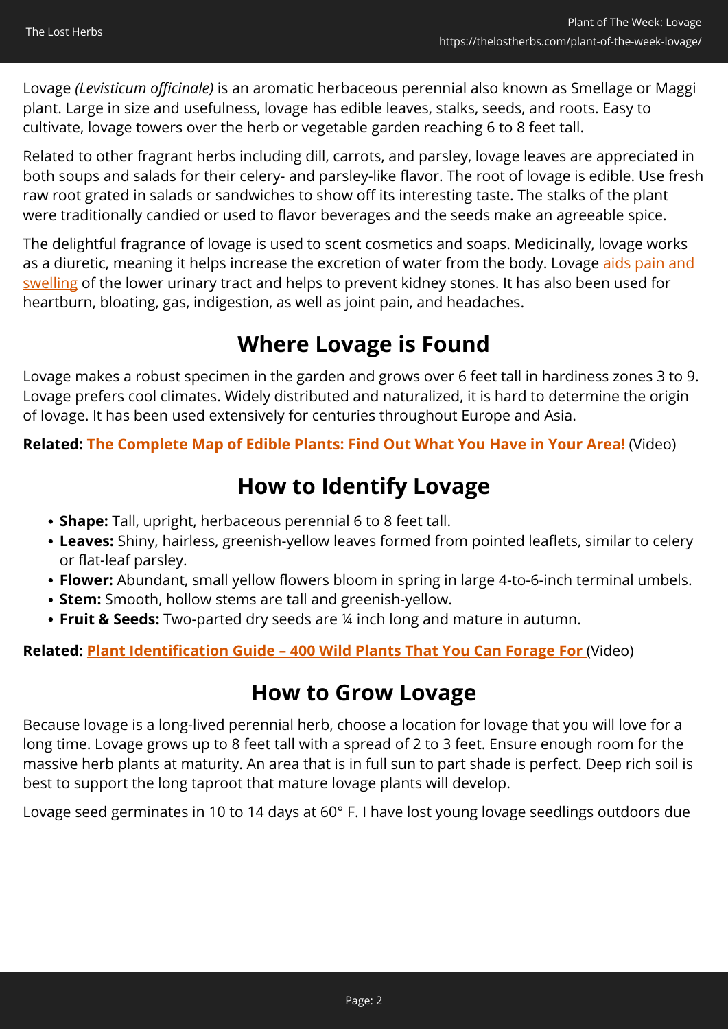Lovage *(Levisticum officinale)* is an aromatic herbaceous perennial also known as Smellage or Maggi plant. Large in size and usefulness, lovage has edible leaves, stalks, seeds, and roots. Easy to cultivate, lovage towers over the herb or vegetable garden reaching 6 to 8 feet tall.

Related to other fragrant herbs including dill, carrots, and parsley, lovage leaves are appreciated in both soups and salads for their celery- and parsley-like flavor. The root of lovage is edible. Use fresh raw root grated in salads or sandwiches to show off its interesting taste. The stalks of the plant were traditionally candied or used to flavor beverages and the seeds make an agreeable spice.

The delightful fragrance of lovage is used to scent cosmetics and soaps. Medicinally, lovage works as a diuretic, meaning it helps increase the excretion of water from the body. Lovage aids pain and swelling of the lower urinary tract and helps to prevent kidney stones. It has also been used for heartburn, bloating, gas, indigestion, as well as joint pain, and headaches.

## Where Lovage is Found

Lovage makes a robust specimen in the garden and grows over 6 feet tall in hardiness zones 3 to 9. Lovage prefers cool climates. Widely distributed and naturalized, it is hard to determine the origin of lovage. It has been used extensively for centuries throughout Europe and Asia.

**Related: The Complete Map of Edible Plants: Find Out What You Have in Your Area!** (Video)

## How to Identify Lovage

- **Shape:** Tall, upright, herbaceous perennial 6 to 8 feet tall.
- **Leaves:** Shiny, hairless, greenish-yellow leaves formed from pointed leaflets, similar to celery or flat-leaf parsley.
- **Flower:** Abundant, small yellow flowers bloom in spring in large 4-to-6-inch terminal umbels.
- **Stem:** Smooth, hollow stems are tall and greenish-yellow.
- **Fruit & Seeds:** Two-parted dry seeds are ¼ inch long and mature in autumn.

**Related: Plant Identification Guide – 400 Wild Plants That You Can Forage For** (Video)

## How to Grow Lovage

Because lovage is a long-lived perennial herb, choose a location for lovage that you will love for a long time. Lovage grows up to 8 feet tall with a spread of 2 to 3 feet. Ensure enough room for the massive herb plants at maturity. An area that is in full sun to part shade is perfect. Deep rich soil is best to support the long taproot that mature lovage plants will develop.

Lovage seed germinates in 10 to 14 days at 60° F. I have lost young lovage seedlings outdoors due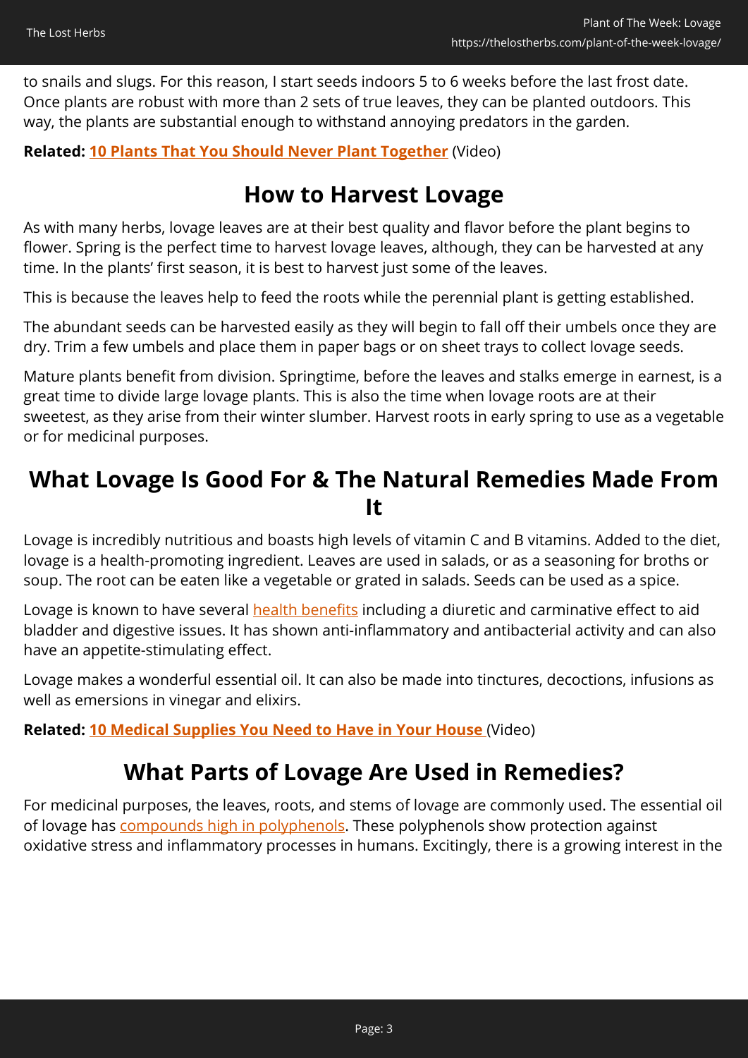to snails and slugs. For this reason, I start seeds indoors 5 to 6 weeks before the last frost date. Once plants are robust with more than 2 sets of true leaves, they can be planted outdoors. This way, the plants are substantial enough to withstand annoying predators in the garden.

**Related: 10 Plants That You Should Never Plant Together** (Video)

## How to Harvest Lovage

As with many herbs, lovage leaves are at their best quality and flavor before the plant begins to flower. Spring is the perfect time to harvest lovage leaves, although, they can be harvested at any time. In the plants' first season, it is best to harvest just some of the leaves.

This is because the leaves help to feed the roots while the perennial plant is getting established.

The abundant seeds can be harvested easily as they will begin to fall off their umbels once they are dry. Trim a few umbels and place them in paper bags or on sheet trays to collect lovage seeds.

Mature plants benefit from division. Springtime, before the leaves and stalks emerge in earnest, is a great time to divide large lovage plants. This is also the time when lovage roots are at their sweetest, as they arise from their winter slumber. Harvest roots in early spring to use as a vegetable or for medicinal purposes.

## What Lovage Is Good For & The Natural Remedies Made From It

Lovage is incredibly nutritious and boasts high levels of vitamin C and B vitamins. Added to the diet, lovage is a health-promoting ingredient. Leaves are used in salads, or as a seasoning for broths or soup. The root can be eaten like a vegetable or grated in salads. Seeds can be used as a spice.

Lovage is known to have several health benefits including a diuretic and carminative effect to aid bladder and digestive issues. It has shown anti-inflammatory and antibacterial activity and can also have an appetite-stimulating effect.

Lovage makes a wonderful essential oil. It can also be made into tinctures, decoctions, infusions as well as emersions in vinegar and elixirs.

**Related: 10 Medical Supplies You Need to Have in Your House** (Video)

## What Parts of Lovage Are Used in Remedies?

For medicinal purposes, the leaves, roots, and stems of lovage are commonly used. The essential oil of lovage has compounds high in polyphenols. These polyphenols show protection against oxidative stress and inflammatory processes in humans. Excitingly, there is a growing interest in the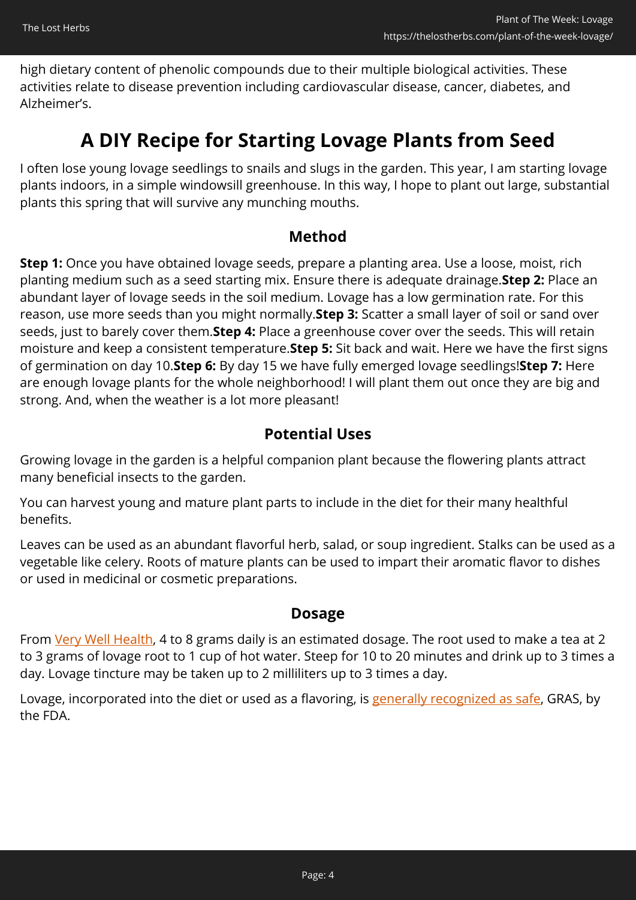high dietary content of phenolic compounds due to their multiple biological activities. These activities relate to disease prevention including cardiovascular disease, cancer, diabetes, and Alzheimer's.

## A DIY Recipe for Starting Lovage Plants from Seed

I often lose young lovage seedlings to snails and slugs in the garden. This year, I am starting lovage plants indoors, in a simple windowsill greenhouse. In this way, I hope to plant out large, substantial plants this spring that will survive any munching mouths.

### Method

**Step 1:** Once you have obtained lovage seeds, prepare a planting area. Use a loose, moist, rich planting medium such as a seed starting mix. Ensure there is adequate drainage.**Step 2:** Place an abundant layer of lovage seeds in the soil medium. Lovage has a low germination rate. For this reason, use more seeds than you might normally.**Step 3:** Scatter a small layer of soil or sand over seeds, just to barely cover them.**Step 4:** Place a greenhouse cover over the seeds. This will retain moisture and keep a consistent temperature.**Step 5:** Sit back and wait. Here we have the first signs of germination on day 10.**Step 6:** By day 15 we have fully emerged lovage seedlings!**Step 7:** Here are enough lovage plants for the whole neighborhood! I will plant them out once they are big and strong. And, when the weather is a lot more pleasant!

### Potential Uses

Growing lovage in the garden is a helpful companion plant because the flowering plants attract many beneficial insects to the garden.

You can harvest young and mature plant parts to include in the diet for their many healthful benefits.

Leaves can be used as an abundant flavorful herb, salad, or soup ingredient. Stalks can be used as a vegetable like celery. Roots of mature plants can be used to impart their aromatic flavor to dishes or used in medicinal or cosmetic preparations.

### Dosage

From Very Well Health, 4 to 8 grams daily is an estimated dosage. The root used to make a tea at 2 to 3 grams of lovage root to 1 cup of hot water. Steep for 10 to 20 minutes and drink up to 3 times a day. Lovage tincture may be taken up to 2 milliliters up to 3 times a day.

Lovage, incorporated into the diet or used as a flavoring, is generally recognized as safe, GRAS, by the FDA.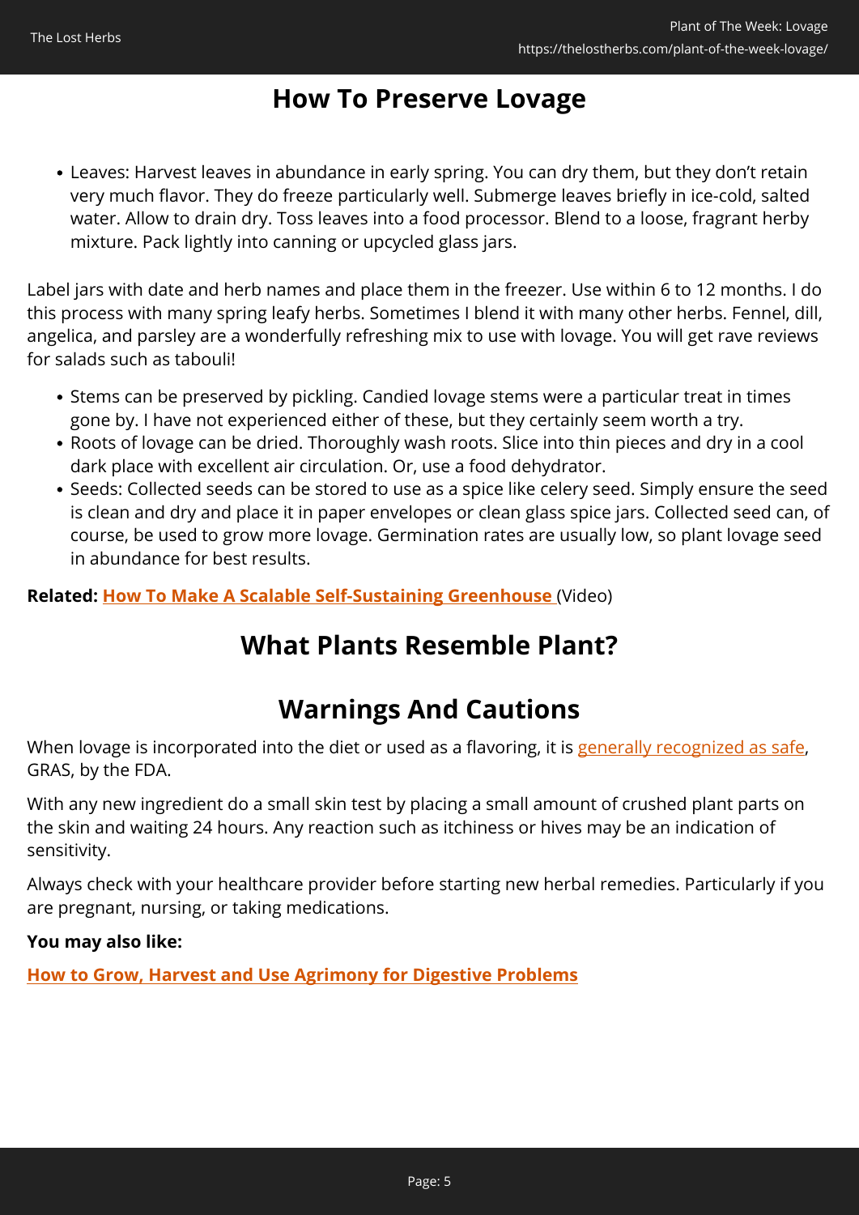## How To Preserve Lovage

- Leaves: Harvest leaves in abundance in early spring. You can dry them, but they don't retain very much flavor. They do freeze particularly well. Submerge leaves briefly in ice-cold, salted water. Allow to drain dry. Toss leaves into a food processor. Blend to a loose, fragrant herby mixture. Pack lightly into canning or upcycled glass jars.

Label jars with date and herb names and place them in the freezer. Use within 6 to 12 months. I do this process with many spring leafy herbs. Sometimes I blend it with many other herbs. Fennel, dill, angelica, and parsley are a wonderfully refreshing mix to use with lovage. You will get rave reviews for salads such as tabouli!

- Stems can be preserved by pickling. Candied lovage stems were a particular treat in times gone by. I have not experienced either of these, but they certainly seem worth a try.
- Roots of lovage can be dried. Thoroughly wash roots. Slice into thin pieces and dry in a cool dark place with excellent air circulation. Or, use a food dehydrator.
- Seeds: Collected seeds can be stored to use as a spice like celery seed. Simply ensure the seed is clean and dry and place it in paper envelopes or clean glass spice jars. Collected seed can, of course, be used to grow more lovage. Germination rates are usually low, so plant lovage seed in abundance for best results.

**Related:** **How To Make A Scalable Self-Sustaining Greenhouse** (Video)

## What Plants Resemble Plant?

## Warnings And Cautions

When lovage is incorporated into the diet or used as a flavoring, it is generally recognized as safe, GRAS, by the FDA.

With any new ingredient do a small skin test by placing a small amount of crushed plant parts on the skin and waiting 24 hours. Any reaction such as itchiness or hives may be an indication of sensitivity.

Always check with your healthcare provider before starting new herbal remedies. Particularly if you are pregnant, nursing, or taking medications.

**You may also like:**

**How to Grow, Harvest and Use Agrimony for Digestive Problems**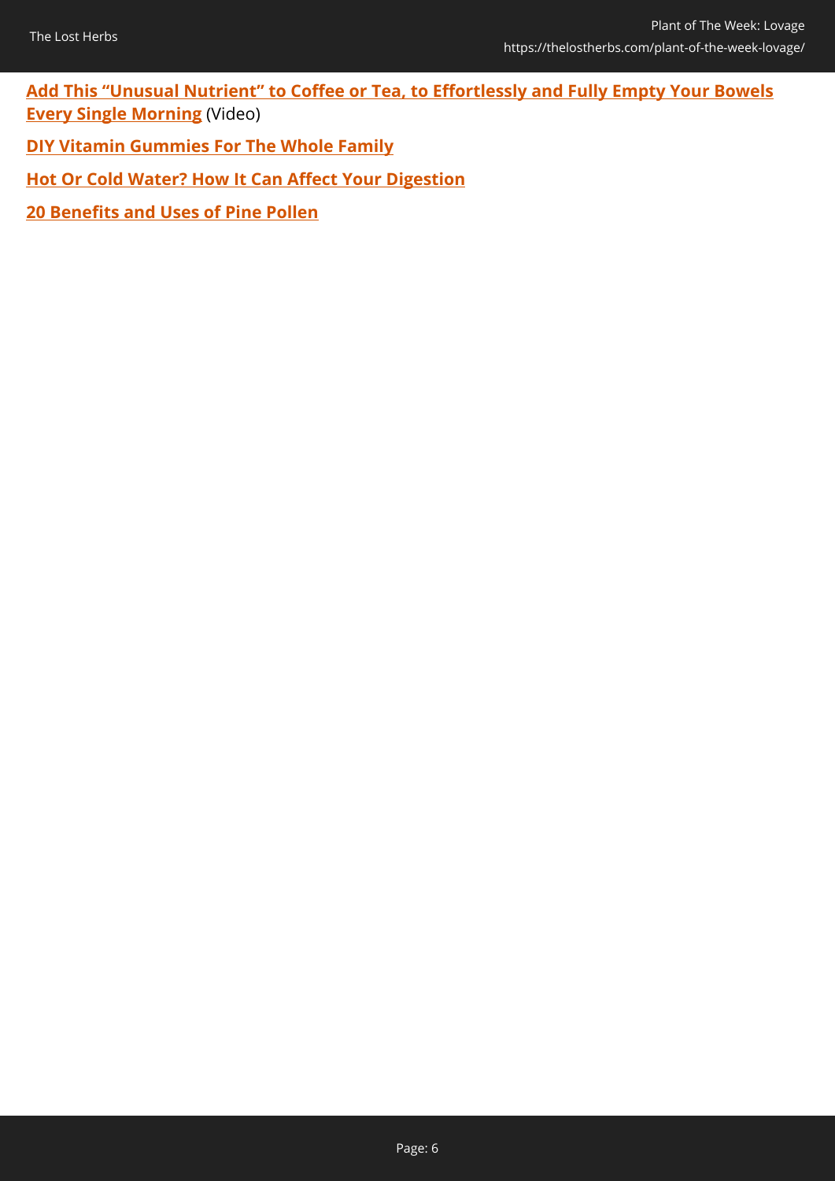**Add This “Unusual Nutrient” to Coffee or Tea, to Effortlessly and Fully Empty Your Bowels Every Single Morning** (Video)

**DIY Vitamin Gummies For The Whole Family**

**Hot Or Cold Water? How It Can Affect Your Digestion**

**20 Benefits and Uses of Pine Pollen**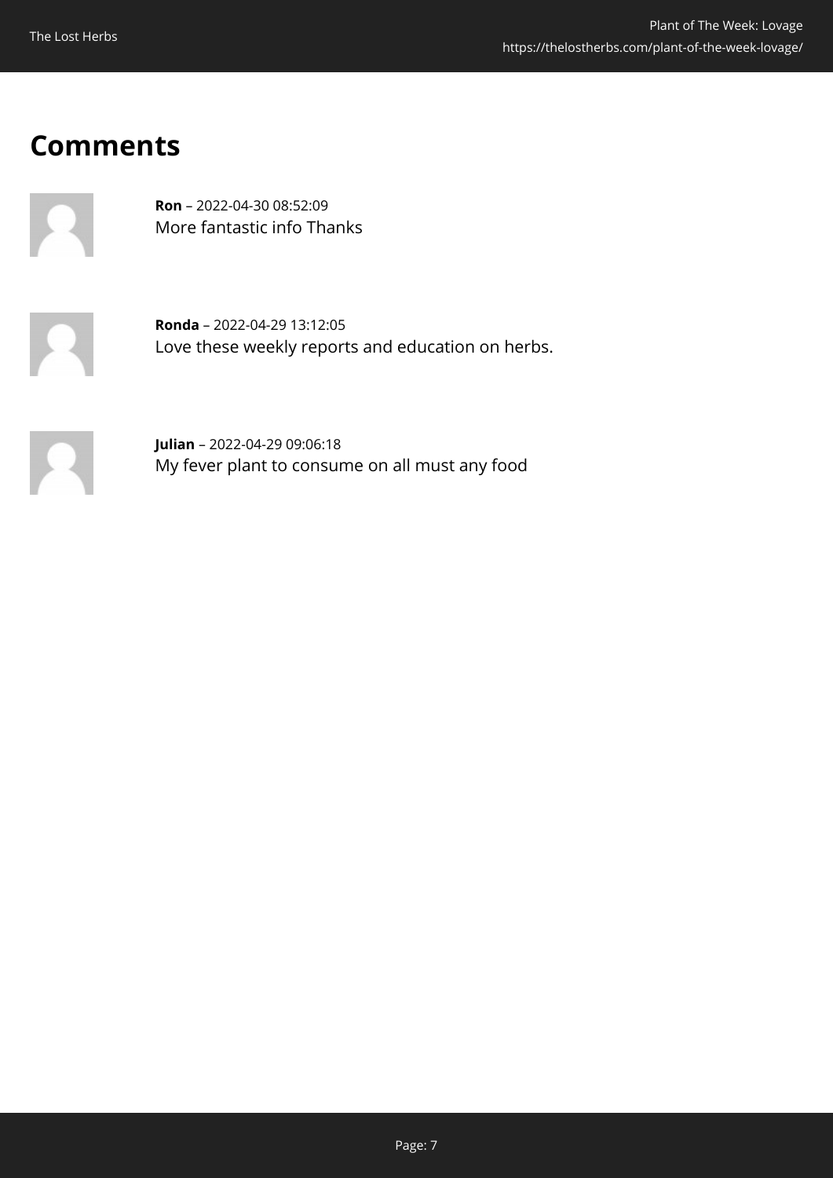## Comments

**Ron** – 2022-04-30 08:52:09
More fantastic info Thanks

**Ronda** – 2022-04-29 13:12:05
Love these weekly reports and education on herbs.

**Julian** – 2022-04-29 09:06:18
My fever plant to consume on all must any food